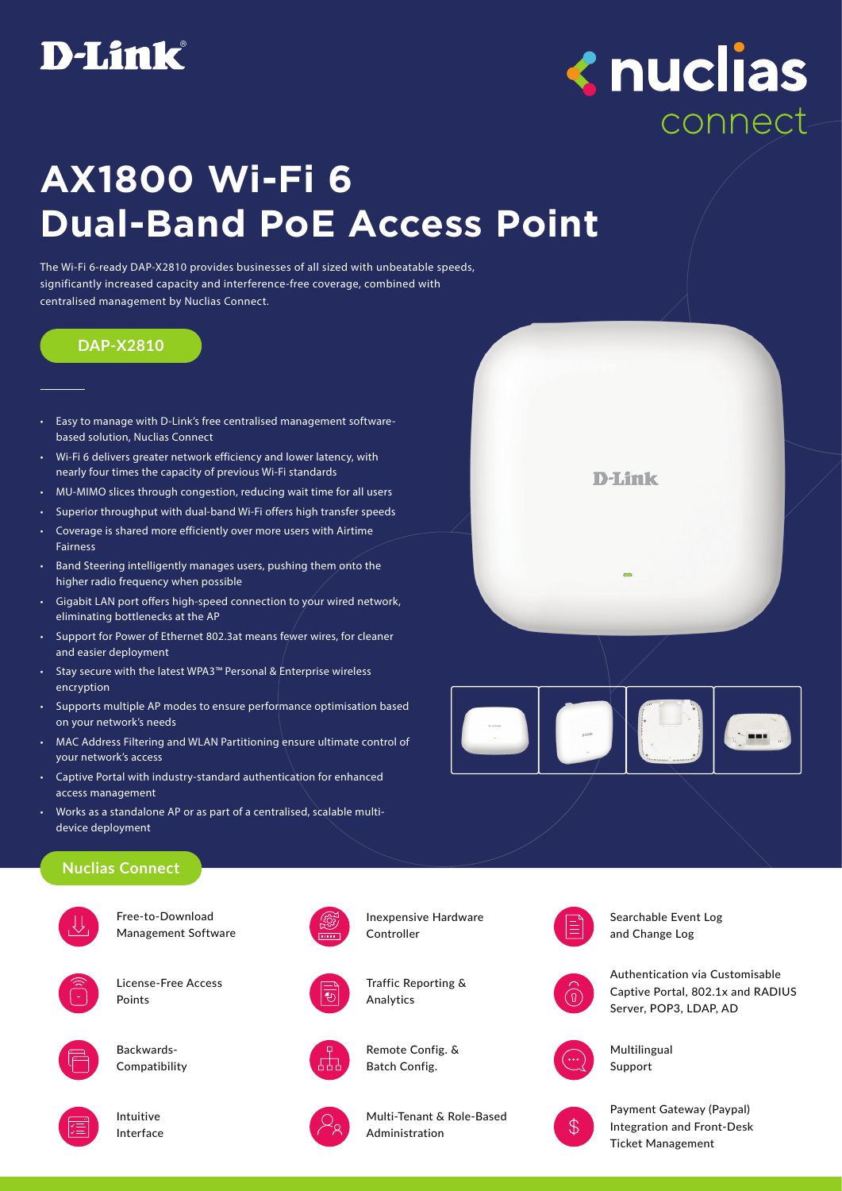D-Link

nuclias connect

# AX1800 Wi-Fi 6 Dual-Band PoE Access Point

The Wi-Fi 6-ready DAP-X2810 provides businesses of all sized with unbeatable speeds, significantly increased capacity and interference-free coverage, combined with centralised management by Nuclias Connect.

**DAP-X2810**

- Easy to manage with D-Link's free centralised management software-based solution, Nuclias Connect
- Wi-Fi 6 delivers greater network efficiency and lower latency, with nearly four times the capacity of previous Wi-Fi standards
- MU-MIMO slices through congestion, reducing wait time for all users
- Superior throughput with dual-band Wi-Fi offers high transfer speeds
- Coverage is shared more efficiently over more users with Airtime Fairness
- Band Steering intelligently manages users, pushing them onto the higher radio frequency when possible
- Gigabit LAN port offers high-speed connection to your wired network, eliminating bottlenecks at the AP
- Support for Power of Ethernet 802.3at means fewer wires, for cleaner and easier deployment
- Stay secure with the latest WPA3™ Personal & Enterprise wireless encryption
- Supports multiple AP modes to ensure performance optimisation based on your network's needs
- MAC Address Filtering and WLAN Partitioning ensure ultimate control of your network's access
- Captive Portal with industry-standard authentication for enhanced access management
- Works as a standalone AP or as part of a centralised, scalable multi-device deployment

## Nuclias Connect

- Free-to-Download Management Software
- License-Free Access Points
- Backwards-Compatibility
- Intuitive Interface
- Inexpensive Hardware Controller
- Traffic Reporting & Analytics
- Remote Config. & Batch Config.
- Multi-Tenant & Role-Based Administration
- Searchable Event Log and Change Log
- Authentication via Customisable Captive Portal, 802.1x and RADIUS Server, POP3, LDAP, AD
- Multilingual Support
- Payment Gateway (Paypal) Integration and Front-Desk Ticket Management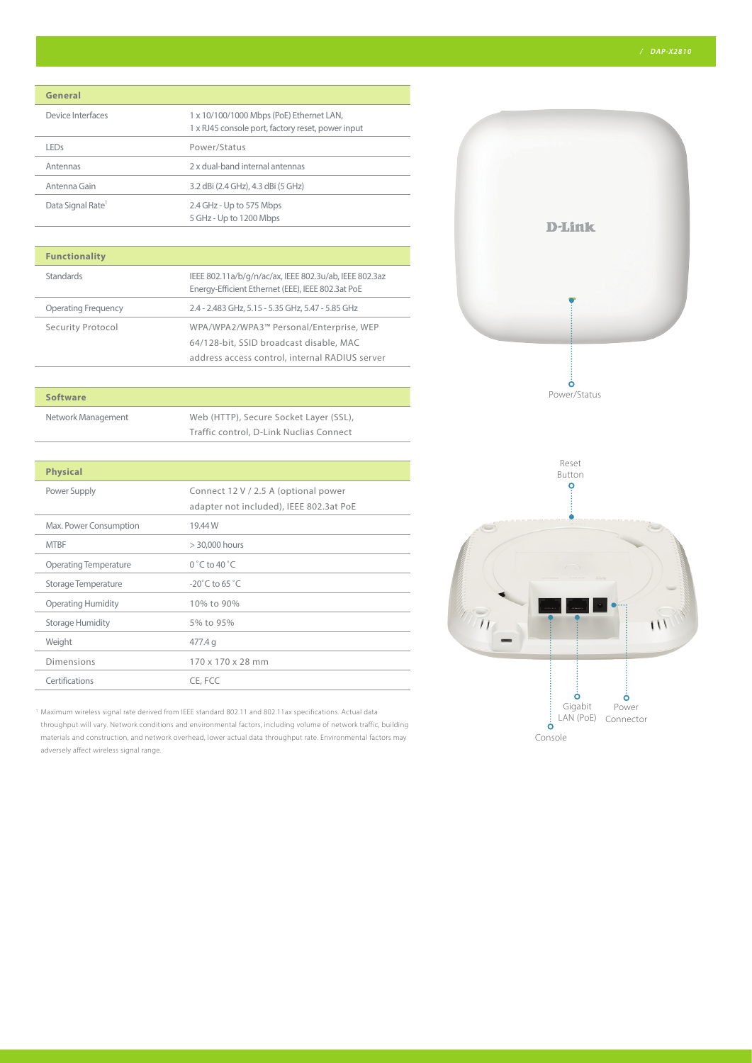| General | |
|---|---|
| Device Interfaces | 1 x 10/100/1000 Mbps (PoE) Ethernet LAN,<br>1 x RJ45 console port, factory reset, power input |
| LEDs | Power/Status |
| Antennas | 2 x dual-band internal antennas |
| Antenna Gain | 3.2 dBi (2.4 GHz), 4.3 dBi (5 GHz) |
| Data Signal Rate[1] | 2.4 GHz - Up to 575 Mbps<br>5 GHz - Up to 1200 Mbps |

| Functionality | |
|---|---|
| Standards | IEEE 802.11a/b/g/n/ac/ax, IEEE 802.3u/ab, IEEE 802.3az Energy-Efficient Ethernet (EEE), IEEE 802.3at PoE |
| Operating Frequency | 2.4 - 2.483 GHz, 5.15 - 5.35 GHz, 5.47 - 5.85 GHz |
| Security Protocol | WPA/WPA2/WPA3™ Personal/Enterprise, WEP 64/128-bit, SSID broadcast disable, MAC address access control, internal RADIUS server |

| Software | |
|---|---|
| Network Management | Web (HTTP), Secure Socket Layer (SSL), Traffic control, D-Link Nuclias Connect |

| Physical | |
|---|---|
| Power Supply | Connect 12 V / 2.5 A (optional power adapter not included), IEEE 802.3at PoE |
| Max. Power Consumption | 19.44 W |
| MTBF | > 30,000 hours |
| Operating Temperature | 0 ˚C to 40 ˚C |
| Storage Temperature | -20˚C to 65 ˚C |
| Operating Humidity | 10% to 90% |
| Storage Humidity | 5% to 95% |
| Weight | 477.4 g |
| Dimensions | 170 x 170 x 28 mm |
| Certifications | CE, FCC |

[1] Maximum wireless signal rate derived from IEEE standard 802.11 and 802.11ax specifications. Actual data throughput will vary. Network conditions and environmental factors, including volume of network traffic, building materials and construction, and network overhead, lower actual data throughput rate. Environmental factors may adversely affect wireless signal range.

Power/Status

Reset Button

Gigabit LAN (PoE)

Power Connector

Console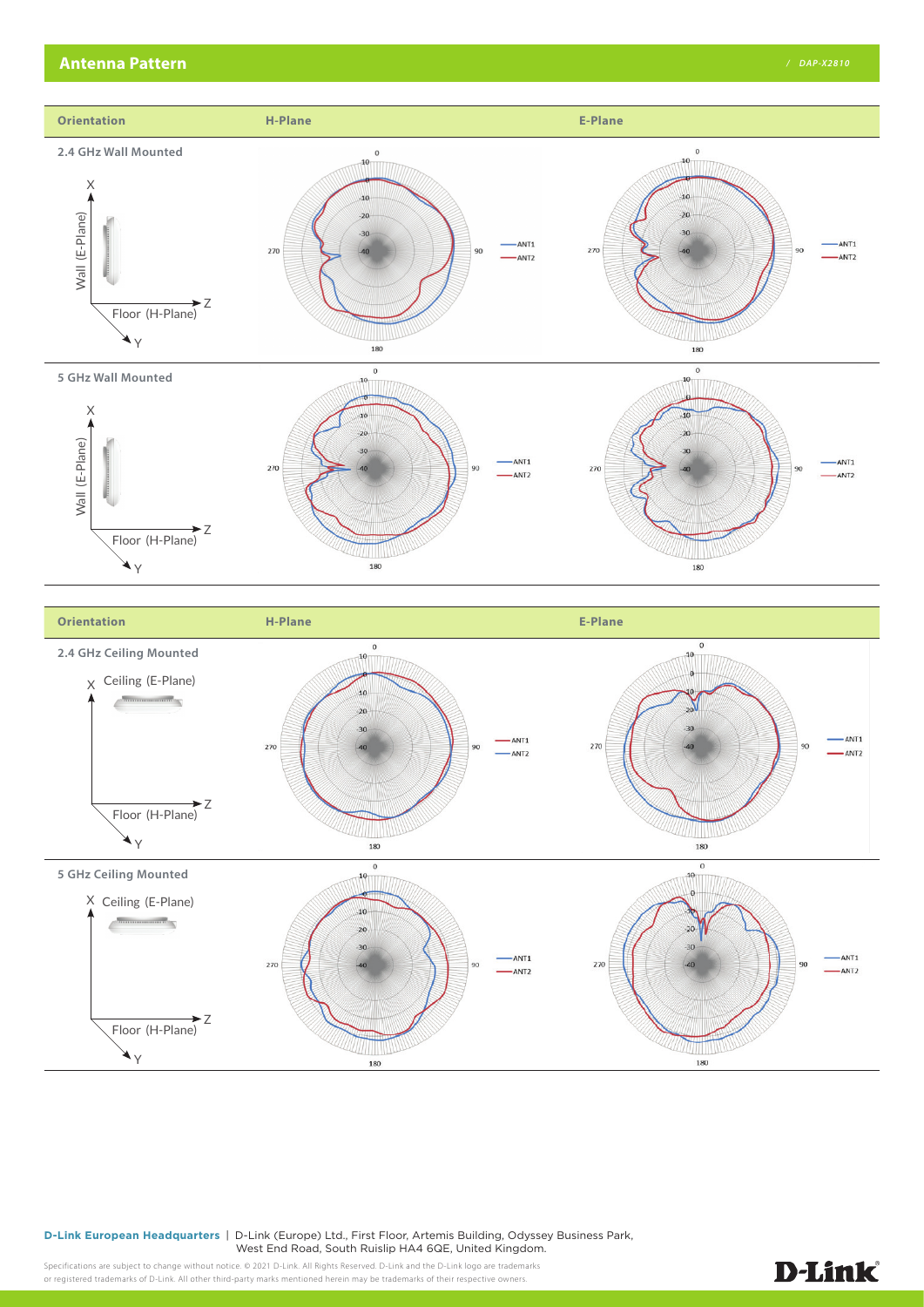## Antenna Pattern

/ DAP-X2810

| Orientation | H-Plane | E-Plane |
| --- | --- | --- |
| 2.4 GHz Wall Mounted | | |
| 5 GHz Wall Mounted | | |

2.4 GHz Wall Mounted

X
Wall (E-Plane)
Z
Floor (H-Plane)
Y

H-Plane: 0, 10, 0, -10, -20, -30, -40, 90, 180, 270, ANT1, ANT2

E-Plane: 0, 10, 0, -10, -20, -30, -40, 90, 180, 270, ANT1, ANT2

5 GHz Wall Mounted

X
Wall (E-Plane)
Z
Floor (H-Plane)
Y

H-Plane: 0, 10, 0, -10, -20, -30, -40, 90, 180, 270, ANT1, ANT2

E-Plane: 0, 10, 0, -10, -20, -30, -40, 90, 180, 270, ANT1, ANT2

| Orientation | H-Plane | E-Plane |
| --- | --- | --- |
| 2.4 GHz Ceiling Mounted | | |
| 5 GHz Ceiling Mounted | | |

2.4 GHz Ceiling Mounted

X Ceiling (E-Plane)
Z
Floor (H-Plane)
Y

H-Plane: 0, 10, 0, -10, -20, -30, -40, 90, 180, 270, ANT1, ANT2

E-Plane: 0, 10, 0, -10, -20, -30, -40, 90, 180, 270, ANT1, ANT2

5 GHz Ceiling Mounted

X Ceiling (E-Plane)
Z
Floor (H-Plane)
Y

H-Plane: 0, 10, 0, -10, -20, -30, -40, 90, 180, 270, ANT1, ANT2

E-Plane: 0, 10, 0, -10, -20, -30, -40, 90, 180, 270, ANT1, ANT2

**D-Link European Headquarters** | D-Link (Europe) Ltd., First Floor, Artemis Building, Odyssey Business Park, West End Road, South Ruislip HA4 6QE, United Kingdom.

Specifications are subject to change without notice. © 2021 D-Link. All Rights Reserved. D-Link and the D-Link logo are trademarks or registered trademarks of D-Link. All other third-party marks mentioned herein may be trademarks of their respective owners.

D-Link